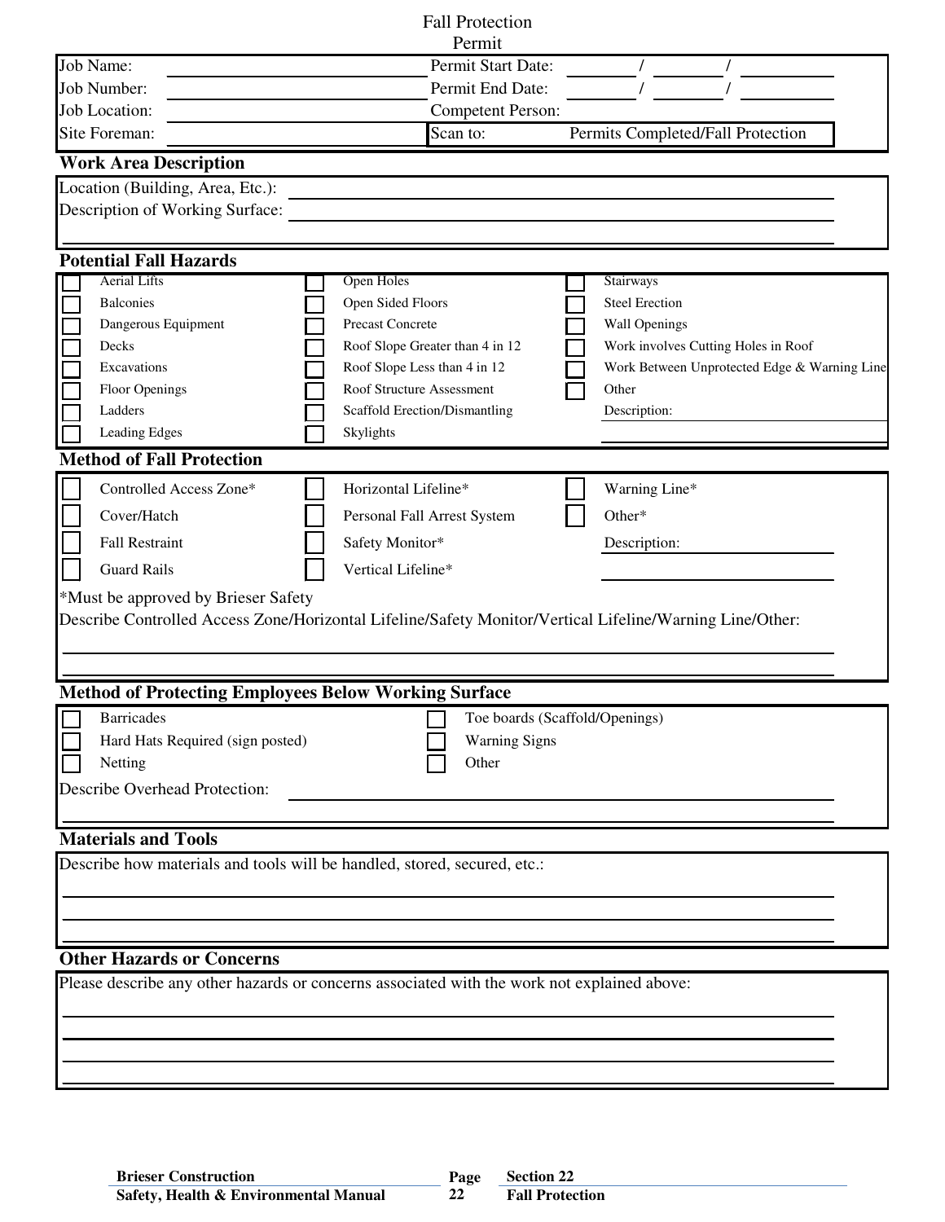# Fall Protection Permit

| | | | |
|---|---|---|---|
| Job Name: | | Permit Start Date: | / / |
| Job Number: | | Permit End Date: | / / |
| Job Location: | | Competent Person: | |
| Site Foreman: | | Scan to: | Permits Completed/Fall Protection |

## Work Area Description

Location (Building, Area, Etc.): ______________________________

Description of Working Surface: ______________________________

______________________________

## Potential Fall Hazards

| | | |
|---|---|---|
| ☐ Aerial Lifts | ☐ Open Holes | ☐ Stairways |
| ☐ Balconies | ☐ Open Sided Floors | ☐ Steel Erection |
| ☐ Dangerous Equipment | ☐ Precast Concrete | ☐ Wall Openings |
| ☐ Decks | ☐ Roof Slope Greater than 4 in 12 | ☐ Work involves Cutting Holes in Roof |
| ☐ Excavations | ☐ Roof Slope Less than 4 in 12 | ☐ Work Between Unprotected Edge & Warning Line |
| ☐ Floor Openings | ☐ Roof Structure Assessment | ☐ Other |
| ☐ Ladders | ☐ Scaffold Erection/Dismantling | Description: |
| ☐ Leading Edges | ☐ Skylights | ______________________________ |

## Method of Fall Protection

| | | |
|---|---|---|
| ☐ Controlled Access Zone* | ☐ Horizontal Lifeline* | ☐ Warning Line* |
| ☐ Cover/Hatch | ☐ Personal Fall Arrest System | ☐ Other* |
| ☐ Fall Restraint | ☐ Safety Monitor* | Description: ______________________________ |
| ☐ Guard Rails | ☐ Vertical Lifeline* | ______________________________ |

*Must be approved by Brieser Safety

Describe Controlled Access Zone/Horizontal Lifeline/Safety Monitor/Vertical Lifeline/Warning Line/Other:

______________________________

______________________________

## Method of Protecting Employees Below Working Surface

| | |
|---|---|
| ☐ Barricades | ☐ Toe boards (Scaffold/Openings) |
| ☐ Hard Hats Required (sign posted) | ☐ Warning Signs |
| ☐ Netting | ☐ Other |

Describe Overhead Protection: ______________________________

______________________________

## Materials and Tools

Describe how materials and tools will be handled, stored, secured, etc.:

______________________________

______________________________

______________________________

## Other Hazards or Concerns

Please describe any other hazards or concerns associated with the work not explained above:

______________________________

______________________________

______________________________

______________________________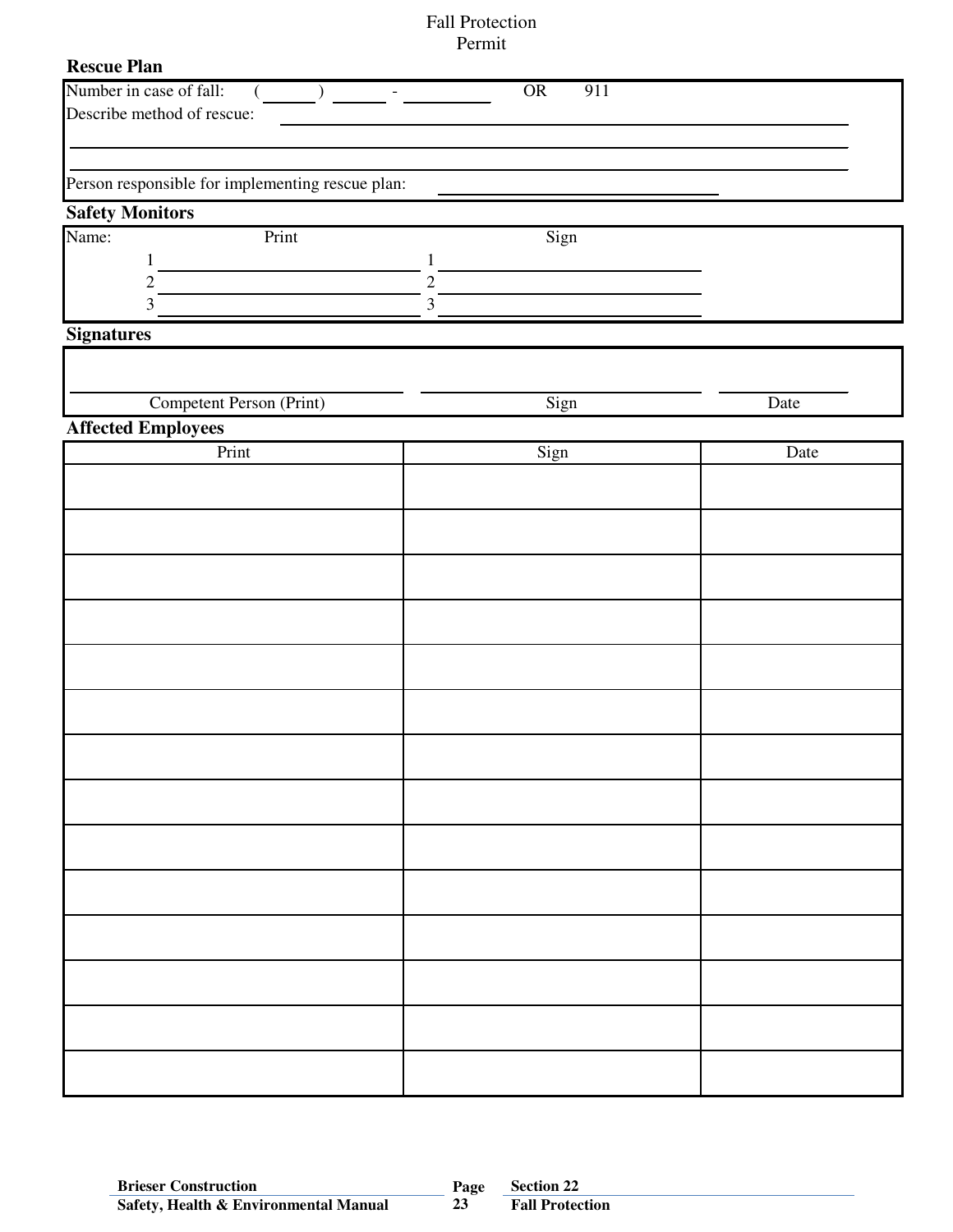# Fall Protection Permit

## Rescue Plan

Number in case of fall: ( \_\_\_\_\_ ) \_\_\_\_\_ - \_\_\_\_\_\_\_\_ OR 911

Describe method of rescue: \_\_\_\_\_\_\_\_\_\_\_\_\_\_\_\_\_\_\_\_\_\_\_\_\_\_\_\_\_\_\_\_\_\_\_\_\_\_\_\_

\_\_\_\_\_\_\_\_\_\_\_\_\_\_\_\_\_\_\_\_\_\_\_\_\_\_\_\_\_\_\_\_\_\_\_\_\_\_\_\_\_\_\_\_\_\_\_\_\_\_\_\_\_\_\_\_\_\_\_\_

\_\_\_\_\_\_\_\_\_\_\_\_\_\_\_\_\_\_\_\_\_\_\_\_\_\_\_\_\_\_\_\_\_\_\_\_\_\_\_\_\_\_\_\_\_\_\_\_\_\_\_\_\_\_\_\_\_\_\_\_

Person responsible for implementing rescue plan: \_\_\_\_\_\_\_\_\_\_\_\_\_\_\_\_\_\_\_\_\_\_\_\_

## Safety Monitors

| Name: | Print | | Sign |
|---|---|---|---|
| 1 | | 1 | |
| 2 | | 2 | |
| 3 | | 3 | |

## Signatures

| Competent Person (Print) | Sign | Date |
|---|---|---|
| | | |

## Affected Employees

| Print | Sign | Date |
|---|---|---|
| | | |
| | | |
| | | |
| | | |
| | | |
| | | |
| | | |
| | | |
| | | |
| | | |
| | | |
| | | |
| | | |
| | | |